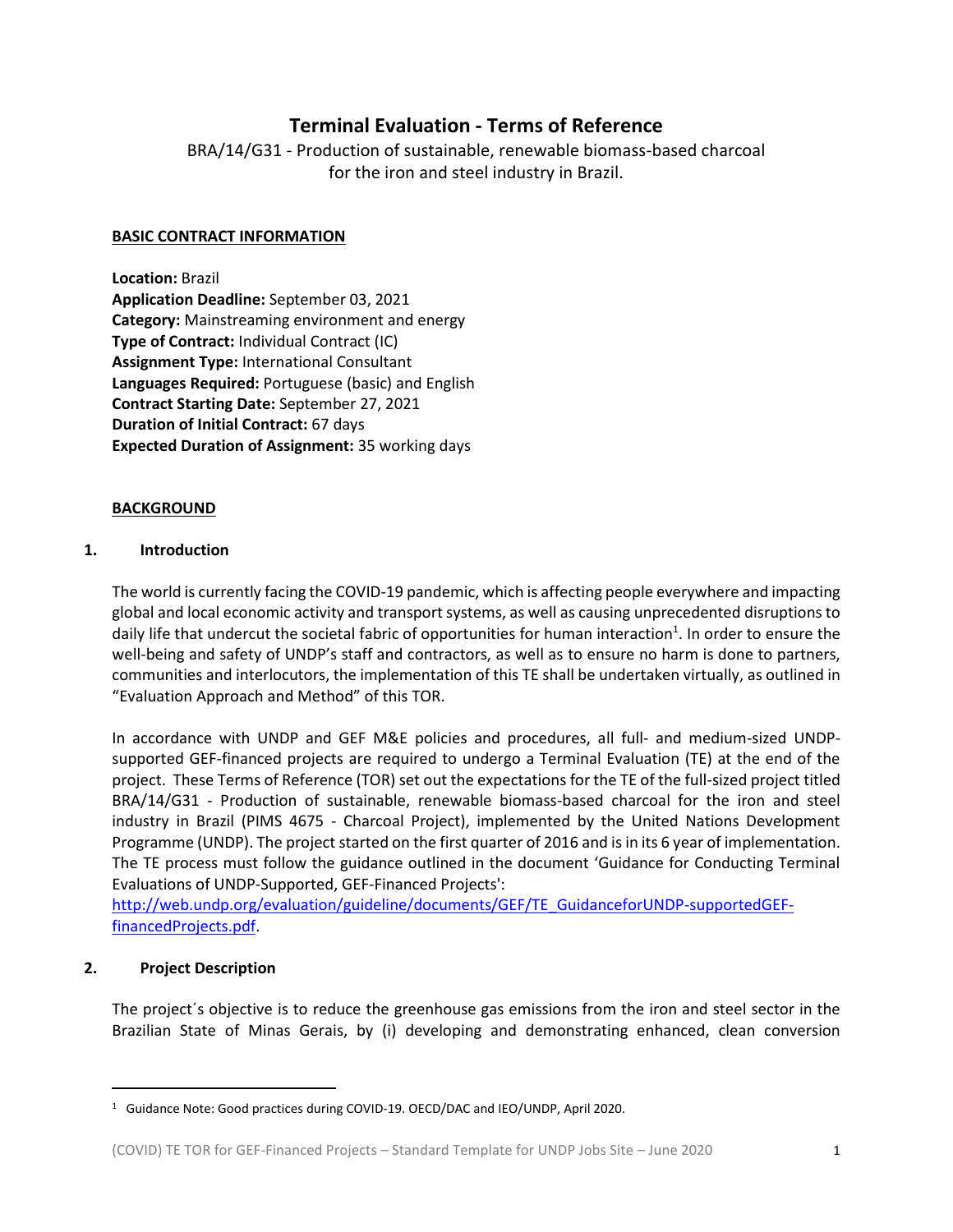# Terminal Evaluation - Terms of Reference

BRA/14/G31 - Production of sustainable, renewable biomass-based charcoal for the iron and steel industry in Brazil.

**BASIC CONTRACT INFORMATION**

**Location:** Brazil
**Application Deadline:** September 03, 2021
**Category:** Mainstreaming environment and energy
**Type of Contract:** Individual Contract (IC)
**Assignment Type:** International Consultant
**Languages Required:** Portuguese (basic) and English
**Contract Starting Date:** September 27, 2021
**Duration of Initial Contract:** 67 days
**Expected Duration of Assignment:** 35 working days

**BACKGROUND**

## 1. Introduction

The world is currently facing the COVID-19 pandemic, which is affecting people everywhere and impacting global and local economic activity and transport systems, as well as causing unprecedented disruptions to daily life that undercut the societal fabric of opportunities for human interaction[1]. In order to ensure the well-being and safety of UNDP's staff and contractors, as well as to ensure no harm is done to partners, communities and interlocutors, the implementation of this TE shall be undertaken virtually, as outlined in "Evaluation Approach and Method" of this TOR.

In accordance with UNDP and GEF M&E policies and procedures, all full- and medium-sized UNDP-supported GEF-financed projects are required to undergo a Terminal Evaluation (TE) at the end of the project. These Terms of Reference (TOR) set out the expectations for the TE of the full-sized project titled BRA/14/G31 - Production of sustainable, renewable biomass-based charcoal for the iron and steel industry in Brazil (PIMS 4675 - Charcoal Project), implemented by the United Nations Development Programme (UNDP). The project started on the first quarter of 2016 and is in its 6 year of implementation. The TE process must follow the guidance outlined in the document 'Guidance for Conducting Terminal Evaluations of UNDP-Supported, GEF-Financed Projects':
[http://web.undp.org/evaluation/guideline/documents/GEF/TE_GuidanceforUNDP-supportedGEF-financedProjects.pdf](http://web.undp.org/evaluation/guideline/documents/GEF/TE_GuidanceforUNDP-supportedGEF-financedProjects.pdf).

## 2. Project Description

The project´s objective is to reduce the greenhouse gas emissions from the iron and steel sector in the Brazilian State of Minas Gerais, by (i) developing and demonstrating enhanced, clean conversion

[1] Guidance Note: Good practices during COVID-19. OECD/DAC and IEO/UNDP, April 2020.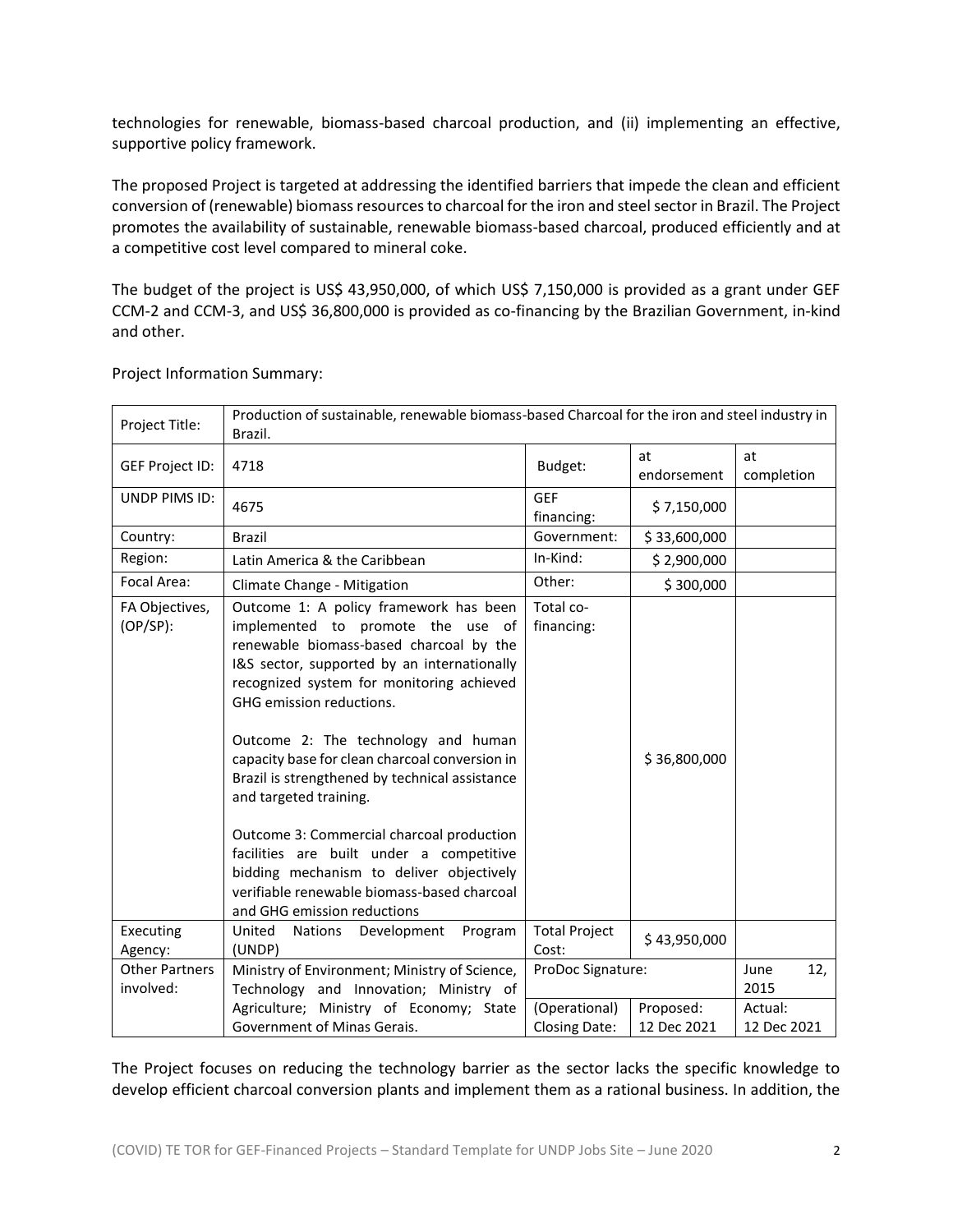technologies for renewable, biomass-based charcoal production, and (ii) implementing an effective, supportive policy framework.

The proposed Project is targeted at addressing the identified barriers that impede the clean and efficient conversion of (renewable) biomass resources to charcoal for the iron and steel sector in Brazil. The Project promotes the availability of sustainable, renewable biomass-based charcoal, produced efficiently and at a competitive cost level compared to mineral coke.

The budget of the project is US$ 43,950,000, of which US$ 7,150,000 is provided as a grant under GEF CCM-2 and CCM-3, and US$ 36,800,000 is provided as co-financing by the Brazilian Government, in-kind and other.

Project Information Summary:

| Project Title: | Production of sustainable, renewable biomass-based Charcoal for the iron and steel industry in Brazil. | | | |
|---|---|---|---|---|
| GEF Project ID: | 4718 | Budget: | at endorsement | at completion |
| UNDP PIMS ID: | 4675 | GEF financing: | $ 7,150,000 | |
| Country: | Brazil | Government: | $ 33,600,000 | |
| Region: | Latin America & the Caribbean | In-Kind: | $ 2,900,000 | |
| Focal Area: | Climate Change - Mitigation | Other: | $ 300,000 | |
| FA Objectives, (OP/SP): | Outcome 1: A policy framework has been implemented to promote the use of renewable biomass-based charcoal by the I&S sector, supported by an internationally recognized system for monitoring achieved GHG emission reductions.<br><br>Outcome 2: The technology and human capacity base for clean charcoal conversion in Brazil is strengthened by technical assistance and targeted training.<br><br>Outcome 3: Commercial charcoal production facilities are built under a competitive bidding mechanism to deliver objectively verifiable renewable biomass-based charcoal and GHG emission reductions | Total co-financing: | $ 36,800,000 | |
| Executing Agency: | United Nations Development Program (UNDP) | Total Project Cost: | $ 43,950,000 | |
| Other Partners involved: | Ministry of Environment; Ministry of Science, Technology and Innovation; Ministry of Agriculture; Ministry of Economy; State Government of Minas Gerais. | ProDoc Signature: | | June 12, 2015 |
| | | (Operational) Closing Date: | Proposed: 12 Dec 2021 | Actual: 12 Dec 2021 |

The Project focuses on reducing the technology barrier as the sector lacks the specific knowledge to develop efficient charcoal conversion plants and implement them as a rational business. In addition, the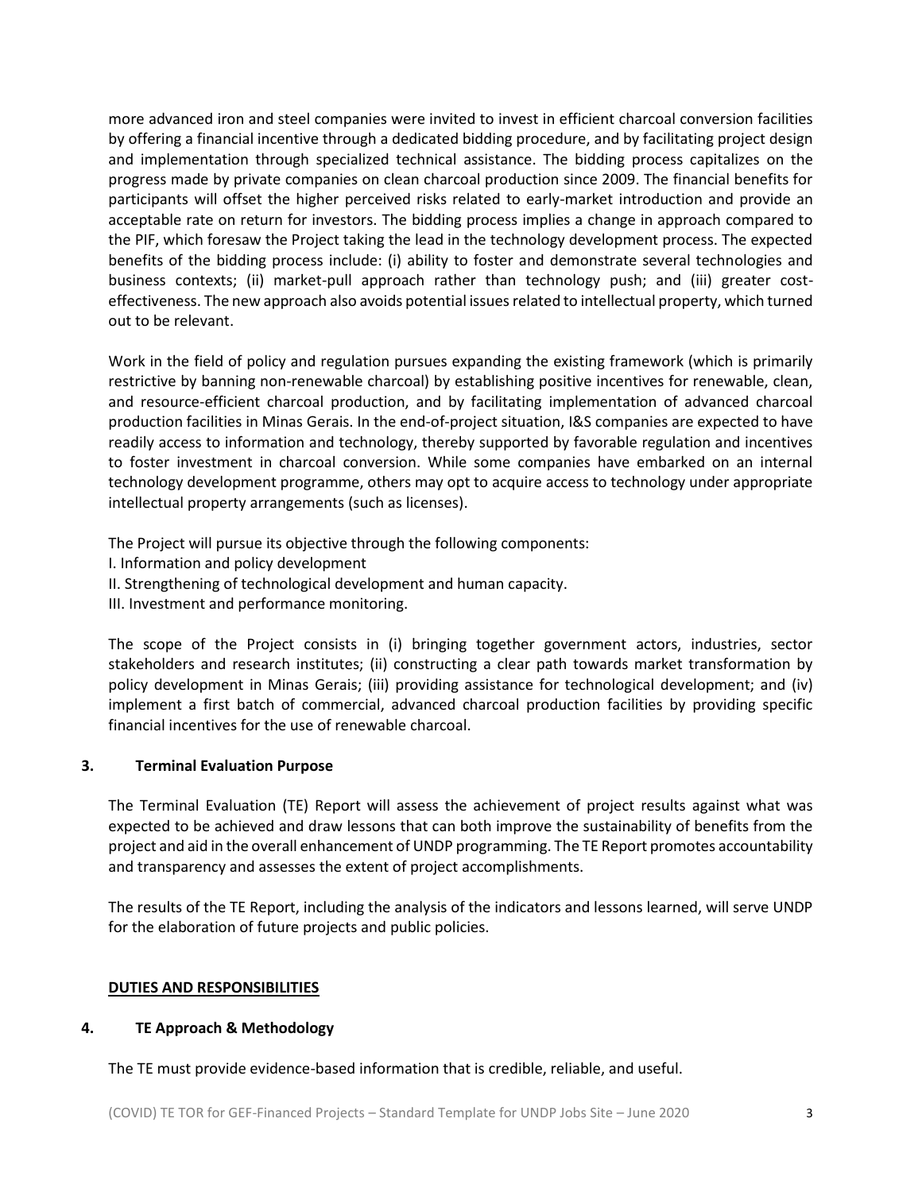more advanced iron and steel companies were invited to invest in efficient charcoal conversion facilities by offering a financial incentive through a dedicated bidding procedure, and by facilitating project design and implementation through specialized technical assistance. The bidding process capitalizes on the progress made by private companies on clean charcoal production since 2009. The financial benefits for participants will offset the higher perceived risks related to early-market introduction and provide an acceptable rate on return for investors. The bidding process implies a change in approach compared to the PIF, which foresaw the Project taking the lead in the technology development process. The expected benefits of the bidding process include: (i) ability to foster and demonstrate several technologies and business contexts; (ii) market-pull approach rather than technology push; and (iii) greater cost-effectiveness. The new approach also avoids potential issues related to intellectual property, which turned out to be relevant.

Work in the field of policy and regulation pursues expanding the existing framework (which is primarily restrictive by banning non-renewable charcoal) by establishing positive incentives for renewable, clean, and resource-efficient charcoal production, and by facilitating implementation of advanced charcoal production facilities in Minas Gerais. In the end-of-project situation, I&S companies are expected to have readily access to information and technology, thereby supported by favorable regulation and incentives to foster investment in charcoal conversion. While some companies have embarked on an internal technology development programme, others may opt to acquire access to technology under appropriate intellectual property arrangements (such as licenses).

The Project will pursue its objective through the following components:

I. Information and policy development
II. Strengthening of technological development and human capacity.
III. Investment and performance monitoring.

The scope of the Project consists in (i) bringing together government actors, industries, sector stakeholders and research institutes; (ii) constructing a clear path towards market transformation by policy development in Minas Gerais; (iii) providing assistance for technological development; and (iv) implement a first batch of commercial, advanced charcoal production facilities by providing specific financial incentives for the use of renewable charcoal.

### 3. Terminal Evaluation Purpose

The Terminal Evaluation (TE) Report will assess the achievement of project results against what was expected to be achieved and draw lessons that can both improve the sustainability of benefits from the project and aid in the overall enhancement of UNDP programming. The TE Report promotes accountability and transparency and assesses the extent of project accomplishments.

The results of the TE Report, including the analysis of the indicators and lessons learned, will serve UNDP for the elaboration of future projects and public policies.

## DUTIES AND RESPONSIBILITIES

### 4. TE Approach & Methodology

The TE must provide evidence-based information that is credible, reliable, and useful.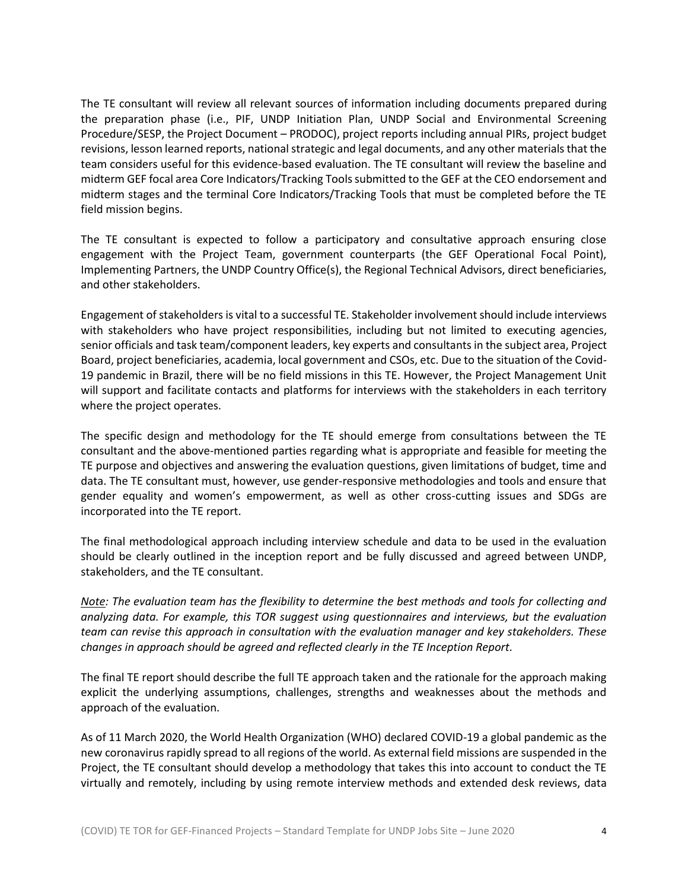The TE consultant will review all relevant sources of information including documents prepared during the preparation phase (i.e., PIF, UNDP Initiation Plan, UNDP Social and Environmental Screening Procedure/SESP, the Project Document – PRODOC), project reports including annual PIRs, project budget revisions, lesson learned reports, national strategic and legal documents, and any other materials that the team considers useful for this evidence-based evaluation. The TE consultant will review the baseline and midterm GEF focal area Core Indicators/Tracking Tools submitted to the GEF at the CEO endorsement and midterm stages and the terminal Core Indicators/Tracking Tools that must be completed before the TE field mission begins.

The TE consultant is expected to follow a participatory and consultative approach ensuring close engagement with the Project Team, government counterparts (the GEF Operational Focal Point), Implementing Partners, the UNDP Country Office(s), the Regional Technical Advisors, direct beneficiaries, and other stakeholders.

Engagement of stakeholders is vital to a successful TE. Stakeholder involvement should include interviews with stakeholders who have project responsibilities, including but not limited to executing agencies, senior officials and task team/component leaders, key experts and consultants in the subject area, Project Board, project beneficiaries, academia, local government and CSOs, etc. Due to the situation of the Covid-19 pandemic in Brazil, there will be no field missions in this TE. However, the Project Management Unit will support and facilitate contacts and platforms for interviews with the stakeholders in each territory where the project operates.

The specific design and methodology for the TE should emerge from consultations between the TE consultant and the above-mentioned parties regarding what is appropriate and feasible for meeting the TE purpose and objectives and answering the evaluation questions, given limitations of budget, time and data. The TE consultant must, however, use gender-responsive methodologies and tools and ensure that gender equality and women's empowerment, as well as other cross-cutting issues and SDGs are incorporated into the TE report.

The final methodological approach including interview schedule and data to be used in the evaluation should be clearly outlined in the inception report and be fully discussed and agreed between UNDP, stakeholders, and the TE consultant.

*Note: The evaluation team has the flexibility to determine the best methods and tools for collecting and analyzing data. For example, this TOR suggest using questionnaires and interviews, but the evaluation team can revise this approach in consultation with the evaluation manager and key stakeholders. These changes in approach should be agreed and reflected clearly in the TE Inception Report.*

The final TE report should describe the full TE approach taken and the rationale for the approach making explicit the underlying assumptions, challenges, strengths and weaknesses about the methods and approach of the evaluation.

As of 11 March 2020, the World Health Organization (WHO) declared COVID-19 a global pandemic as the new coronavirus rapidly spread to all regions of the world. As external field missions are suspended in the Project, the TE consultant should develop a methodology that takes this into account to conduct the TE virtually and remotely, including by using remote interview methods and extended desk reviews, data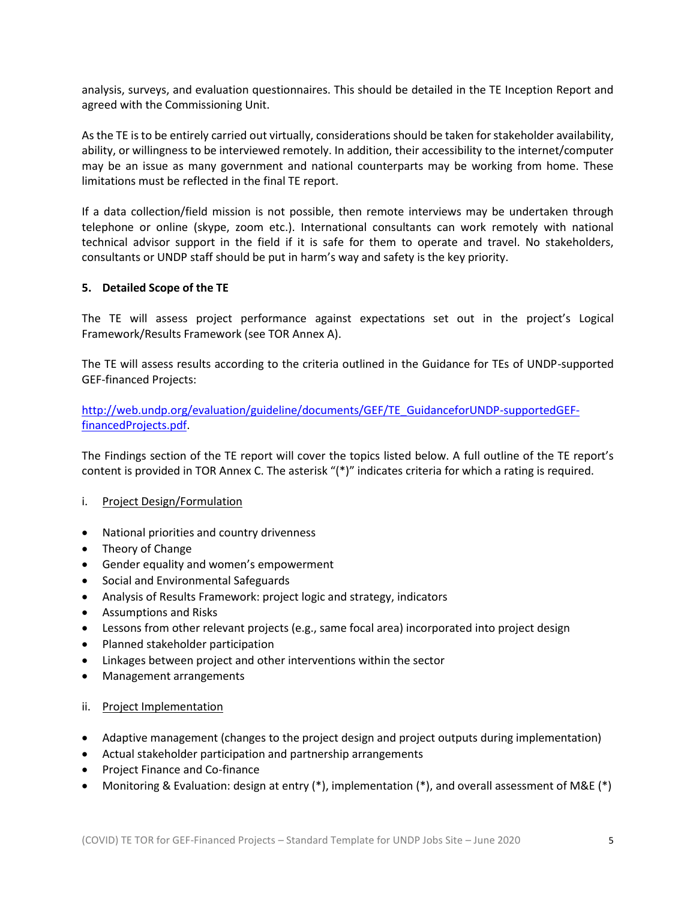analysis, surveys, and evaluation questionnaires. This should be detailed in the TE Inception Report and agreed with the Commissioning Unit.

As the TE is to be entirely carried out virtually, considerations should be taken for stakeholder availability, ability, or willingness to be interviewed remotely. In addition, their accessibility to the internet/computer may be an issue as many government and national counterparts may be working from home. These limitations must be reflected in the final TE report.

If a data collection/field mission is not possible, then remote interviews may be undertaken through telephone or online (skype, zoom etc.). International consultants can work remotely with national technical advisor support in the field if it is safe for them to operate and travel. No stakeholders, consultants or UNDP staff should be put in harm's way and safety is the key priority.

## 5. Detailed Scope of the TE

The TE will assess project performance against expectations set out in the project's Logical Framework/Results Framework (see TOR Annex A).

The TE will assess results according to the criteria outlined in the Guidance for TEs of UNDP-supported GEF-financed Projects:

[http://web.undp.org/evaluation/guideline/documents/GEF/TE_GuidanceforUNDP-supportedGEF-financedProjects.pdf](http://web.undp.org/evaluation/guideline/documents/GEF/TE_GuidanceforUNDP-supportedGEF-financedProjects.pdf).

The Findings section of the TE report will cover the topics listed below. A full outline of the TE report's content is provided in TOR Annex C. The asterisk "(*)" indicates criteria for which a rating is required.

i. <u>Project Design/Formulation</u>

- National priorities and country drivenness
- Theory of Change
- Gender equality and women's empowerment
- Social and Environmental Safeguards
- Analysis of Results Framework: project logic and strategy, indicators
- Assumptions and Risks
- Lessons from other relevant projects (e.g., same focal area) incorporated into project design
- Planned stakeholder participation
- Linkages between project and other interventions within the sector
- Management arrangements

ii. <u>Project Implementation</u>

- Adaptive management (changes to the project design and project outputs during implementation)
- Actual stakeholder participation and partnership arrangements
- Project Finance and Co-finance
- Monitoring & Evaluation: design at entry (*), implementation (*), and overall assessment of M&E (*)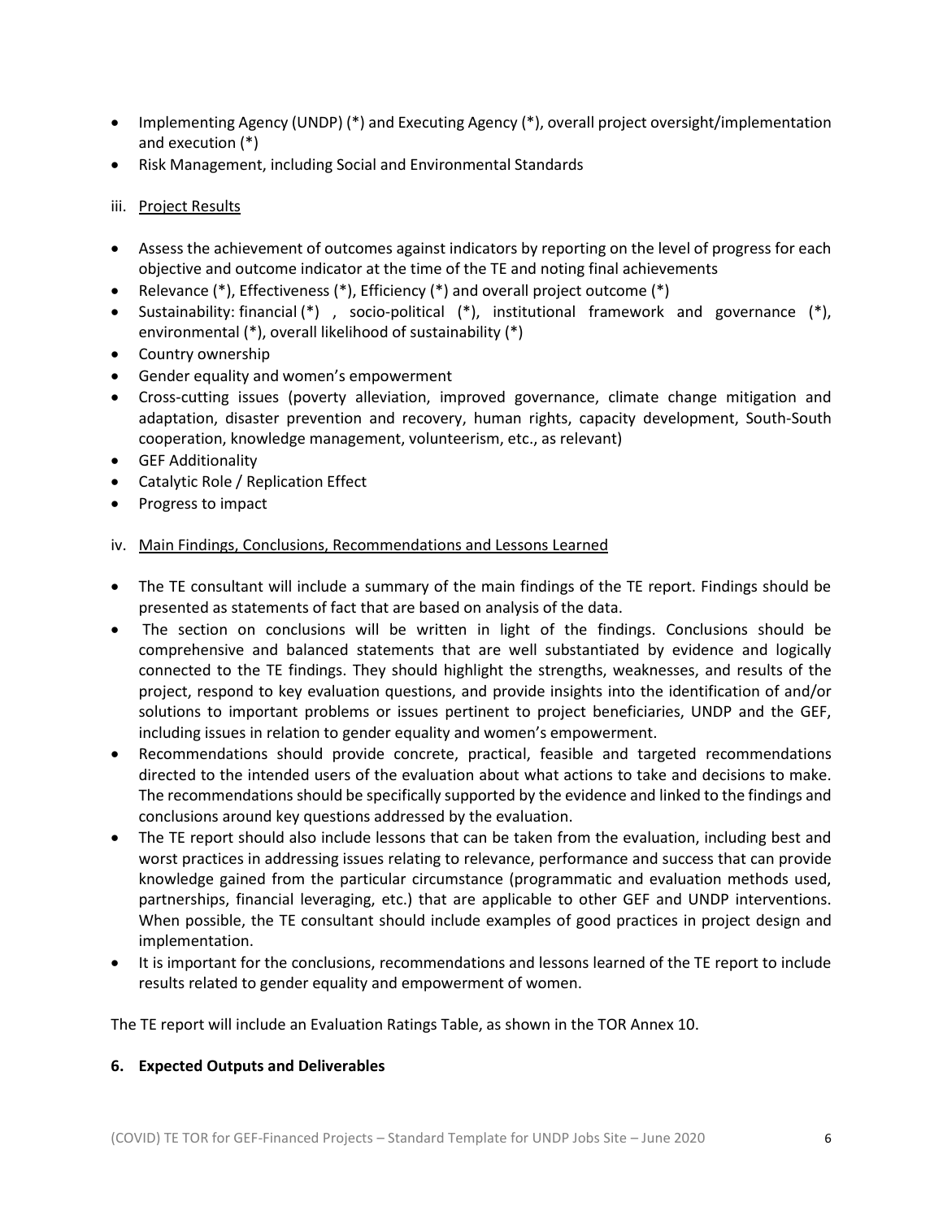- Implementing Agency (UNDP) (*) and Executing Agency (*), overall project oversight/implementation and execution (*)
- Risk Management, including Social and Environmental Standards

iii. Project Results

- Assess the achievement of outcomes against indicators by reporting on the level of progress for each objective and outcome indicator at the time of the TE and noting final achievements
- Relevance (*), Effectiveness (*), Efficiency (*) and overall project outcome (*)
- Sustainability: financial (*) , socio-political (*), institutional framework and governance (*), environmental (*), overall likelihood of sustainability (*)
- Country ownership
- Gender equality and women's empowerment
- Cross-cutting issues (poverty alleviation, improved governance, climate change mitigation and adaptation, disaster prevention and recovery, human rights, capacity development, South-South cooperation, knowledge management, volunteerism, etc., as relevant)
- GEF Additionality
- Catalytic Role / Replication Effect
- Progress to impact

iv. Main Findings, Conclusions, Recommendations and Lessons Learned

- The TE consultant will include a summary of the main findings of the TE report. Findings should be presented as statements of fact that are based on analysis of the data.
- The section on conclusions will be written in light of the findings. Conclusions should be comprehensive and balanced statements that are well substantiated by evidence and logically connected to the TE findings. They should highlight the strengths, weaknesses, and results of the project, respond to key evaluation questions, and provide insights into the identification of and/or solutions to important problems or issues pertinent to project beneficiaries, UNDP and the GEF, including issues in relation to gender equality and women's empowerment.
- Recommendations should provide concrete, practical, feasible and targeted recommendations directed to the intended users of the evaluation about what actions to take and decisions to make. The recommendations should be specifically supported by the evidence and linked to the findings and conclusions around key questions addressed by the evaluation.
- The TE report should also include lessons that can be taken from the evaluation, including best and worst practices in addressing issues relating to relevance, performance and success that can provide knowledge gained from the particular circumstance (programmatic and evaluation methods used, partnerships, financial leveraging, etc.) that are applicable to other GEF and UNDP interventions. When possible, the TE consultant should include examples of good practices in project design and implementation.
- It is important for the conclusions, recommendations and lessons learned of the TE report to include results related to gender equality and empowerment of women.

The TE report will include an Evaluation Ratings Table, as shown in the TOR Annex 10.

**6. Expected Outputs and Deliverables**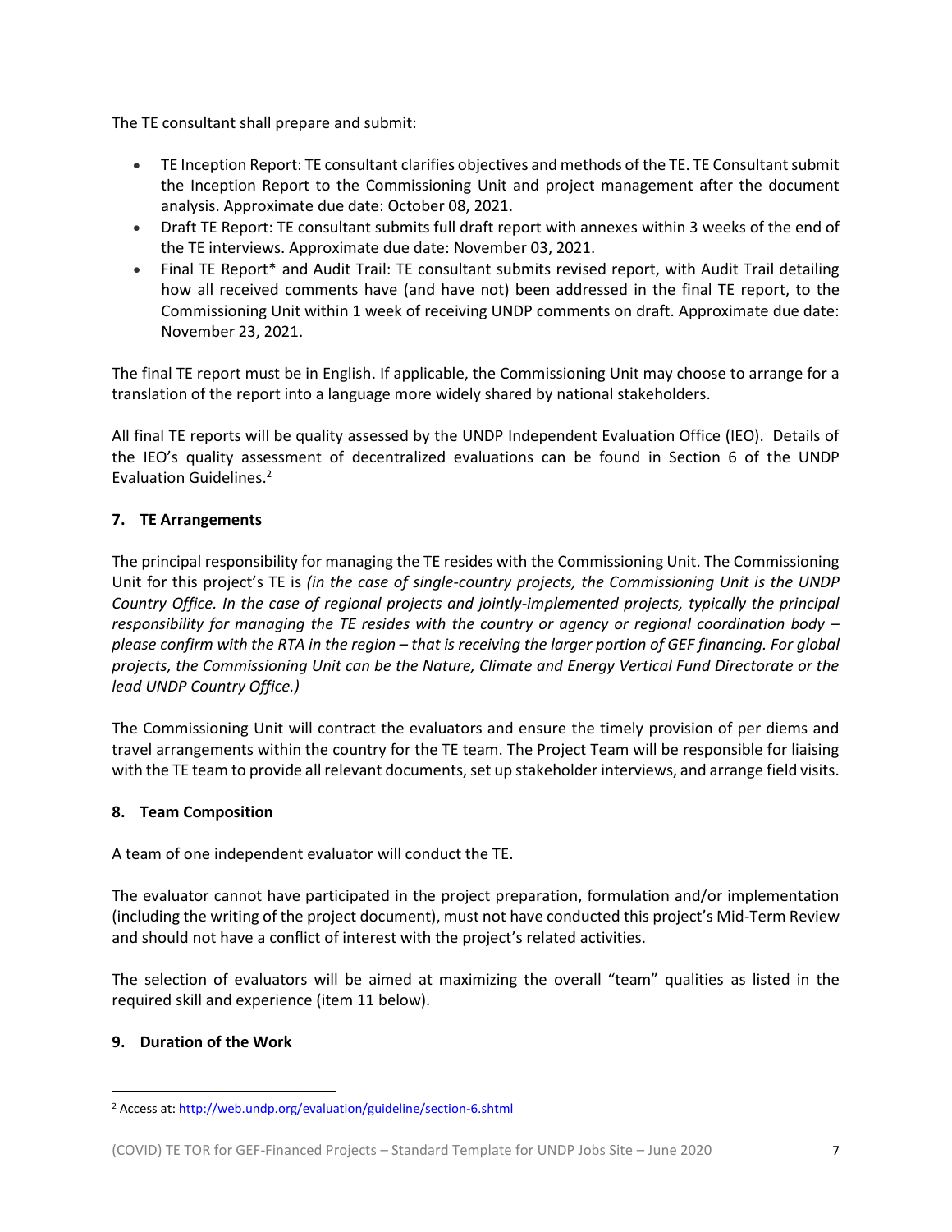The TE consultant shall prepare and submit:

- TE Inception Report: TE consultant clarifies objectives and methods of the TE. TE Consultant submit the Inception Report to the Commissioning Unit and project management after the document analysis. Approximate due date: October 08, 2021.
- Draft TE Report: TE consultant submits full draft report with annexes within 3 weeks of the end of the TE interviews. Approximate due date: November 03, 2021.
- Final TE Report* and Audit Trail: TE consultant submits revised report, with Audit Trail detailing how all received comments have (and have not) been addressed in the final TE report, to the Commissioning Unit within 1 week of receiving UNDP comments on draft. Approximate due date: November 23, 2021.

The final TE report must be in English. If applicable, the Commissioning Unit may choose to arrange for a translation of the report into a language more widely shared by national stakeholders.

All final TE reports will be quality assessed by the UNDP Independent Evaluation Office (IEO). Details of the IEO's quality assessment of decentralized evaluations can be found in Section 6 of the UNDP Evaluation Guidelines.[2]

### 7. TE Arrangements

The principal responsibility for managing the TE resides with the Commissioning Unit. The Commissioning Unit for this project's TE is *(in the case of single-country projects, the Commissioning Unit is the UNDP Country Office. In the case of regional projects and jointly-implemented projects, typically the principal responsibility for managing the TE resides with the country or agency or regional coordination body – please confirm with the RTA in the region – that is receiving the larger portion of GEF financing. For global projects, the Commissioning Unit can be the Nature, Climate and Energy Vertical Fund Directorate or the lead UNDP Country Office.)*

The Commissioning Unit will contract the evaluators and ensure the timely provision of per diems and travel arrangements within the country for the TE team. The Project Team will be responsible for liaising with the TE team to provide all relevant documents, set up stakeholder interviews, and arrange field visits.

### 8. Team Composition

A team of one independent evaluator will conduct the TE.

The evaluator cannot have participated in the project preparation, formulation and/or implementation (including the writing of the project document), must not have conducted this project's Mid-Term Review and should not have a conflict of interest with the project's related activities.

The selection of evaluators will be aimed at maximizing the overall "team" qualities as listed in the required skill and experience (item 11 below).

### 9. Duration of the Work

---

[2] Access at: http://web.undp.org/evaluation/guideline/section-6.shtml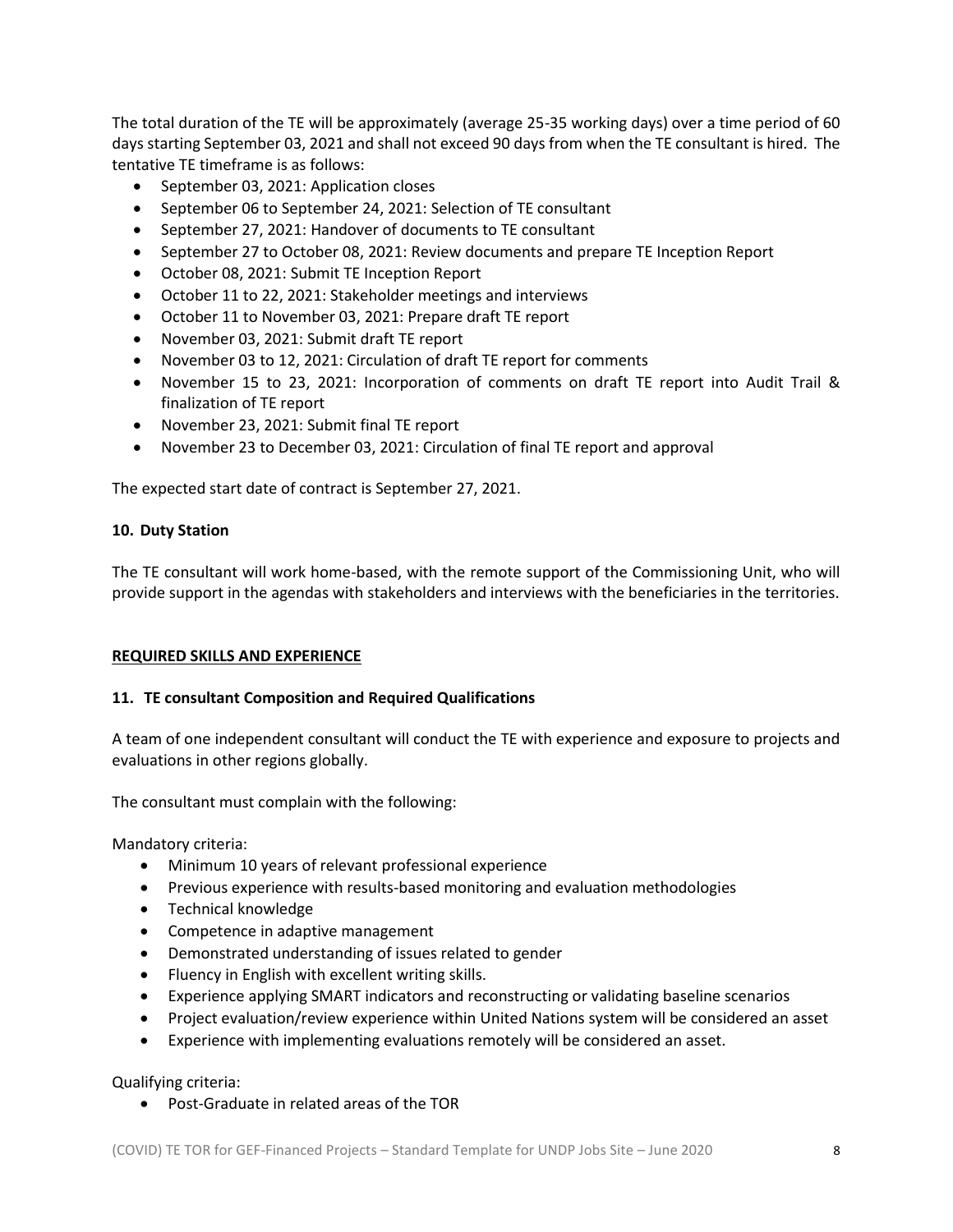The total duration of the TE will be approximately (average 25-35 working days) over a time period of 60 days starting September 03, 2021 and shall not exceed 90 days from when the TE consultant is hired. The tentative TE timeframe is as follows:

- September 03, 2021: Application closes
- September 06 to September 24, 2021: Selection of TE consultant
- September 27, 2021: Handover of documents to TE consultant
- September 27 to October 08, 2021: Review documents and prepare TE Inception Report
- October 08, 2021: Submit TE Inception Report
- October 11 to 22, 2021: Stakeholder meetings and interviews
- October 11 to November 03, 2021: Prepare draft TE report
- November 03, 2021: Submit draft TE report
- November 03 to 12, 2021: Circulation of draft TE report for comments
- November 15 to 23, 2021: Incorporation of comments on draft TE report into Audit Trail & finalization of TE report
- November 23, 2021: Submit final TE report
- November 23 to December 03, 2021: Circulation of final TE report and approval

The expected start date of contract is September 27, 2021.

## 10. Duty Station

The TE consultant will work home-based, with the remote support of the Commissioning Unit, who will provide support in the agendas with stakeholders and interviews with the beneficiaries in the territories.

## REQUIRED SKILLS AND EXPERIENCE

## 11. TE consultant Composition and Required Qualifications

A team of one independent consultant will conduct the TE with experience and exposure to projects and evaluations in other regions globally.

The consultant must complain with the following:

Mandatory criteria:

- Minimum 10 years of relevant professional experience
- Previous experience with results-based monitoring and evaluation methodologies
- Technical knowledge
- Competence in adaptive management
- Demonstrated understanding of issues related to gender
- Fluency in English with excellent writing skills.
- Experience applying SMART indicators and reconstructing or validating baseline scenarios
- Project evaluation/review experience within United Nations system will be considered an asset
- Experience with implementing evaluations remotely will be considered an asset.

Qualifying criteria:

- Post-Graduate in related areas of the TOR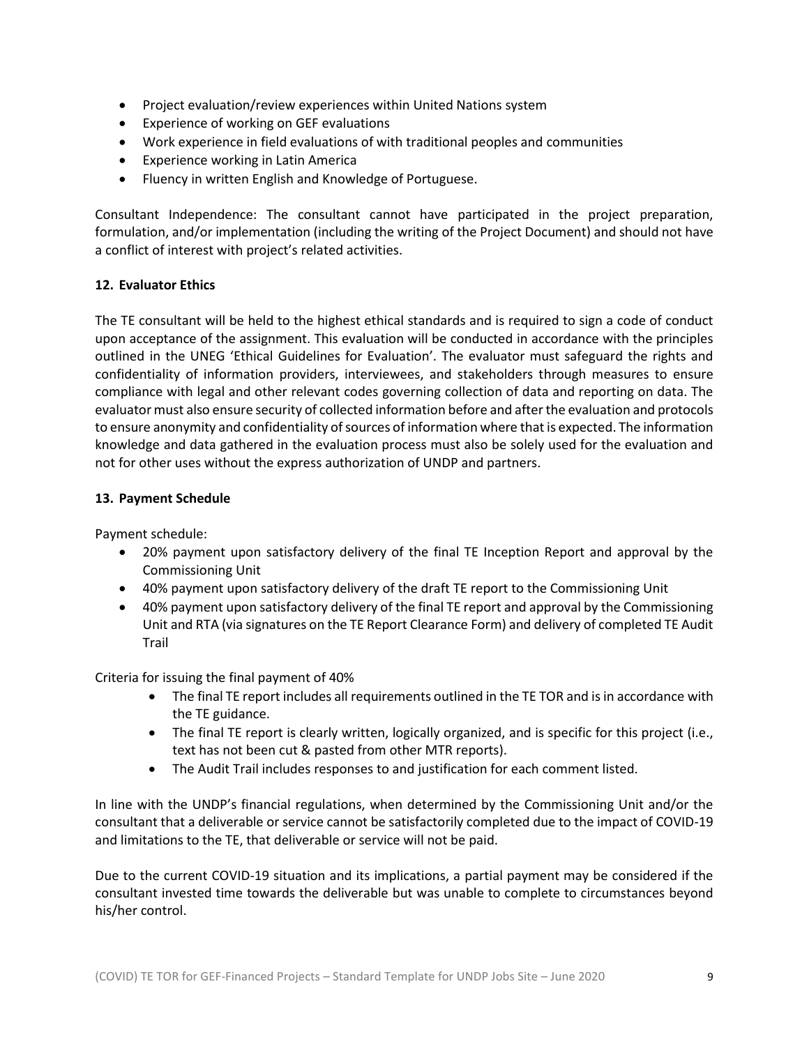- Project evaluation/review experiences within United Nations system
- Experience of working on GEF evaluations
- Work experience in field evaluations of with traditional peoples and communities
- Experience working in Latin America
- Fluency in written English and Knowledge of Portuguese.

Consultant Independence: The consultant cannot have participated in the project preparation, formulation, and/or implementation (including the writing of the Project Document) and should not have a conflict of interest with project's related activities.

## 12. Evaluator Ethics

The TE consultant will be held to the highest ethical standards and is required to sign a code of conduct upon acceptance of the assignment. This evaluation will be conducted in accordance with the principles outlined in the UNEG 'Ethical Guidelines for Evaluation'. The evaluator must safeguard the rights and confidentiality of information providers, interviewees, and stakeholders through measures to ensure compliance with legal and other relevant codes governing collection of data and reporting on data. The evaluator must also ensure security of collected information before and after the evaluation and protocols to ensure anonymity and confidentiality of sources of information where that is expected. The information knowledge and data gathered in the evaluation process must also be solely used for the evaluation and not for other uses without the express authorization of UNDP and partners.

## 13. Payment Schedule

Payment schedule:

- 20% payment upon satisfactory delivery of the final TE Inception Report and approval by the Commissioning Unit
- 40% payment upon satisfactory delivery of the draft TE report to the Commissioning Unit
- 40% payment upon satisfactory delivery of the final TE report and approval by the Commissioning Unit and RTA (via signatures on the TE Report Clearance Form) and delivery of completed TE Audit Trail

Criteria for issuing the final payment of 40%

- The final TE report includes all requirements outlined in the TE TOR and is in accordance with the TE guidance.
- The final TE report is clearly written, logically organized, and is specific for this project (i.e., text has not been cut & pasted from other MTR reports).
- The Audit Trail includes responses to and justification for each comment listed.

In line with the UNDP's financial regulations, when determined by the Commissioning Unit and/or the consultant that a deliverable or service cannot be satisfactorily completed due to the impact of COVID-19 and limitations to the TE, that deliverable or service will not be paid.

Due to the current COVID-19 situation and its implications, a partial payment may be considered if the consultant invested time towards the deliverable but was unable to complete to circumstances beyond his/her control.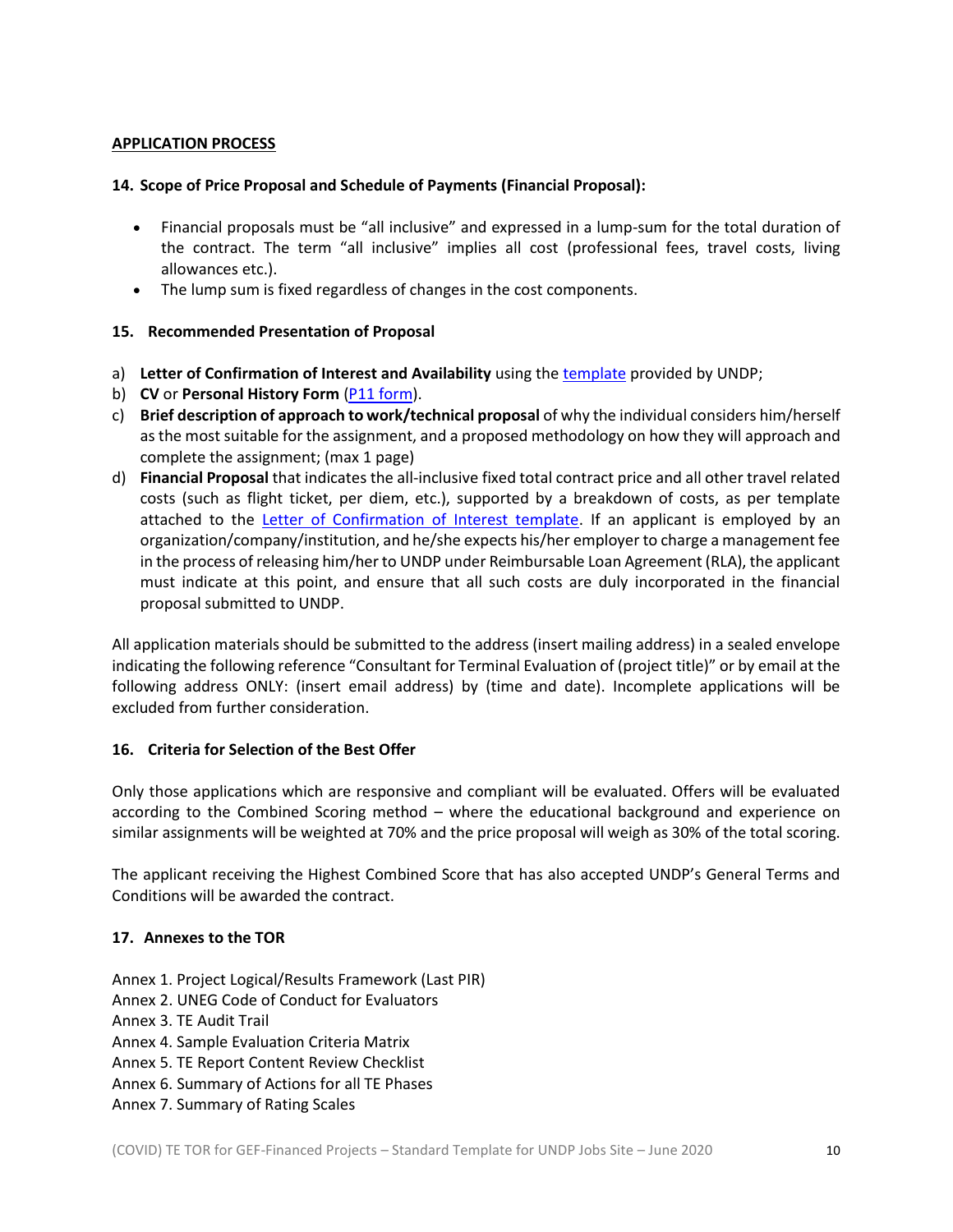**APPLICATION PROCESS**

**14. Scope of Price Proposal and Schedule of Payments (Financial Proposal):**

- Financial proposals must be "all inclusive" and expressed in a lump-sum for the total duration of the contract. The term "all inclusive" implies all cost (professional fees, travel costs, living allowances etc.).
- The lump sum is fixed regardless of changes in the cost components.

**15. Recommended Presentation of Proposal**

a) **Letter of Confirmation of Interest and Availability** using the template provided by UNDP;

b) **CV** or **Personal History Form** (P11 form).

c) **Brief description of approach to work/technical proposal** of why the individual considers him/herself as the most suitable for the assignment, and a proposed methodology on how they will approach and complete the assignment; (max 1 page)

d) **Financial Proposal** that indicates the all-inclusive fixed total contract price and all other travel related costs (such as flight ticket, per diem, etc.), supported by a breakdown of costs, as per template attached to the Letter of Confirmation of Interest template. If an applicant is employed by an organization/company/institution, and he/she expects his/her employer to charge a management fee in the process of releasing him/her to UNDP under Reimbursable Loan Agreement (RLA), the applicant must indicate at this point, and ensure that all such costs are duly incorporated in the financial proposal submitted to UNDP.

All application materials should be submitted to the address (insert mailing address) in a sealed envelope indicating the following reference "Consultant for Terminal Evaluation of (project title)" or by email at the following address ONLY: (insert email address) by (time and date). Incomplete applications will be excluded from further consideration.

**16. Criteria for Selection of the Best Offer**

Only those applications which are responsive and compliant will be evaluated. Offers will be evaluated according to the Combined Scoring method – where the educational background and experience on similar assignments will be weighted at 70% and the price proposal will weigh as 30% of the total scoring.

The applicant receiving the Highest Combined Score that has also accepted UNDP's General Terms and Conditions will be awarded the contract.

**17. Annexes to the TOR**

Annex 1. Project Logical/Results Framework (Last PIR)
Annex 2. UNEG Code of Conduct for Evaluators
Annex 3. TE Audit Trail
Annex 4. Sample Evaluation Criteria Matrix
Annex 5. TE Report Content Review Checklist
Annex 6. Summary of Actions for all TE Phases
Annex 7. Summary of Rating Scales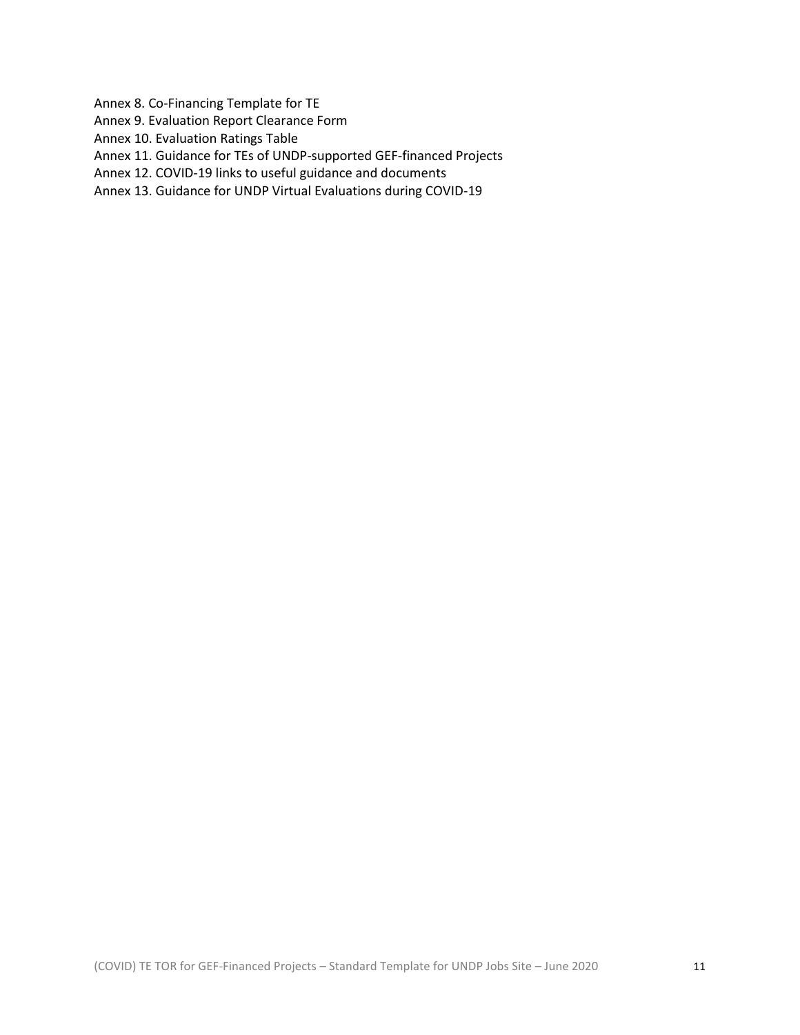Annex 8. Co-Financing Template for TE
Annex 9. Evaluation Report Clearance Form
Annex 10. Evaluation Ratings Table
Annex 11. Guidance for TEs of UNDP-supported GEF-financed Projects
Annex 12. COVID-19 links to useful guidance and documents
Annex 13. Guidance for UNDP Virtual Evaluations during COVID-19